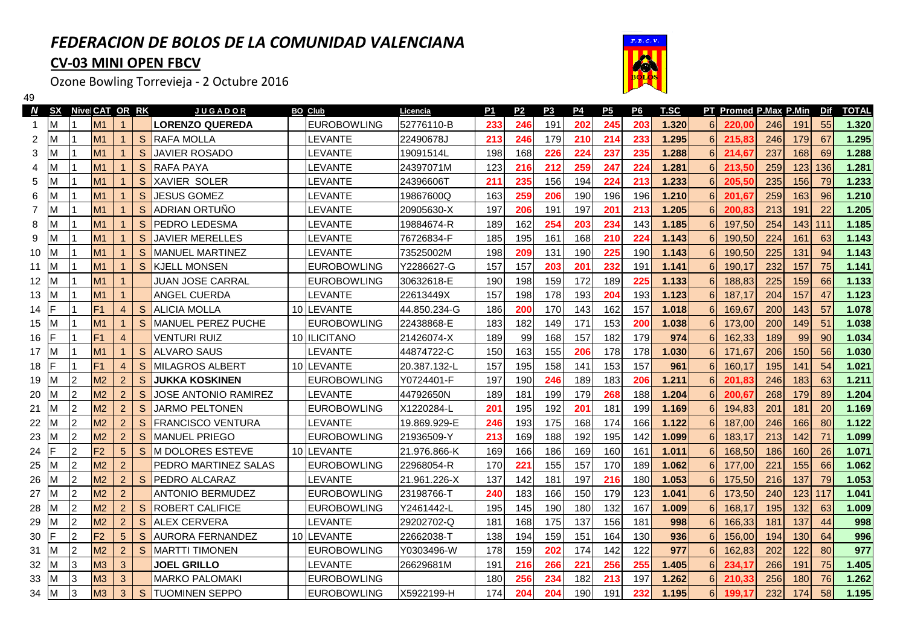# *FEDERACION DE BOLOS DE LA COMUNIDAD VALENCIANA*

## CV-03 MINI OPEN FBCV

Ozone Bowling Torrevieja - 2 Octubre 2016

49

| N | SX | Nivel | CAT | OR | RK | JUGADOR | BO | Club | Licencia | P1 | P2 | P3 | P4 | P5 | P6 | T.SC | PT | Promed | P.Max | P.Min | Dif | TOTAL |
|---|---|---|---|---|---|---|---|---|---|---|---|---|---|---|---|---|---|---|---|---|---|---|
| 1 | M | 1 | M1 | 1 | | **LORENZO QUEREDA** | | EUROBOWLING | 52776110-B | 233 | 246 | 191 | 202 | 245 | 203 | 1.320 | 6 | 220,00 | 246 | 191 | 55 | 1.320 |
| 2 | M | 1 | M1 | 1 | S | RAFA MOLLA | | LEVANTE | 22490678J | 213 | 246 | 179 | 210 | 214 | 233 | 1.295 | 6 | 215,83 | 246 | 179 | 67 | 1.295 |
| 3 | M | 1 | M1 | 1 | S | JAVIER ROSADO | | LEVANTE | 19091514L | 198 | 168 | 226 | 224 | 237 | 235 | 1.288 | 6 | 214,67 | 237 | 168 | 69 | 1.288 |
| 4 | M | 1 | M1 | 1 | S | RAFA PAYA | | LEVANTE | 24397071M | 123 | 216 | 212 | 259 | 247 | 224 | 1.281 | 6 | 213,50 | 259 | 123 | 136 | 1.281 |
| 5 | M | 1 | M1 | 1 | S | XAVIER SOLER | | LEVANTE | 24396606T | 211 | 235 | 156 | 194 | 224 | 213 | 1.233 | 6 | 205,50 | 235 | 156 | 79 | 1.233 |
| 6 | M | 1 | M1 | 1 | S | JESUS GOMEZ | | LEVANTE | 19867600Q | 163 | 259 | 206 | 190 | 196 | 196 | 1.210 | 6 | 201,67 | 259 | 163 | 96 | 1.210 |
| 7 | M | 1 | M1 | 1 | S | ADRIAN ORTUÑO | | LEVANTE | 20905630-X | 197 | 206 | 191 | 197 | 201 | 213 | 1.205 | 6 | 200,83 | 213 | 191 | 22 | 1.205 |
| 8 | M | 1 | M1 | 1 | S | PEDRO LEDESMA | | LEVANTE | 19884674-R | 189 | 162 | 254 | 203 | 234 | 143 | 1.185 | 6 | 197,50 | 254 | 143 | 111 | 1.185 |
| 9 | M | 1 | M1 | 1 | S | JAVIER MERELLES | | LEVANTE | 76726834-F | 185 | 195 | 161 | 168 | 210 | 224 | 1.143 | 6 | 190,50 | 224 | 161 | 63 | 1.143 |
| 10 | M | 1 | M1 | 1 | S | MANUEL MARTINEZ | | LEVANTE | 73525002M | 198 | 209 | 131 | 190 | 225 | 190 | 1.143 | 6 | 190,50 | 225 | 131 | 94 | 1.143 |
| 11 | M | 1 | M1 | 1 | S | KJELL MONSEN | | EUROBOWLING | Y2286627-G | 157 | 157 | 203 | 201 | 232 | 191 | 1.141 | 6 | 190,17 | 232 | 157 | 75 | 1.141 |
| 12 | M | 1 | M1 | 1 | | JUAN JOSE CARRAL | | EUROBOWLING | 30632618-E | 190 | 198 | 159 | 172 | 189 | 225 | 1.133 | 6 | 188,83 | 225 | 159 | 66 | 1.133 |
| 13 | M | 1 | M1 | 1 | | ANGEL CUERDA | | LEVANTE | 22613449X | 157 | 198 | 178 | 193 | 204 | 193 | 1.123 | 6 | 187,17 | 204 | 157 | 47 | 1.123 |
| 14 | F | 1 | F1 | 4 | S | ALICIA MOLLA | 10 | LEVANTE | 44.850.234-G | 186 | 200 | 170 | 143 | 162 | 157 | 1.018 | 6 | 169,67 | 200 | 143 | 57 | 1.078 |
| 15 | M | 1 | M1 | 1 | S | MANUEL PEREZ PUCHE | | EUROBOWLING | 22438868-E | 183 | 182 | 149 | 171 | 153 | 200 | 1.038 | 6 | 173,00 | 200 | 149 | 51 | 1.038 |
| 16 | F | 1 | F1 | 4 | | VENTURI RUIZ | 10 | ILICITANO | 21426074-X | 189 | 99 | 168 | 157 | 182 | 179 | 974 | 6 | 162,33 | 189 | 99 | 90 | 1.034 |
| 17 | M | 1 | M1 | 1 | S | ALVARO SAUS | | LEVANTE | 44874722-C | 150 | 163 | 155 | 206 | 178 | 178 | 1.030 | 6 | 171,67 | 206 | 150 | 56 | 1.030 |
| 18 | F | 1 | F1 | 4 | S | MILAGROS ALBERT | 10 | LEVANTE | 20.387.132-L | 157 | 195 | 158 | 141 | 153 | 157 | 961 | 6 | 160,17 | 195 | 141 | 54 | 1.021 |
| 19 | M | 2 | M2 | 2 | S | **JUKKA KOSKINEN** | | EUROBOWLING | Y0724401-F | 197 | 190 | 246 | 189 | 183 | 206 | 1.211 | 6 | 201,83 | 246 | 183 | 63 | 1.211 |
| 20 | M | 2 | M2 | 2 | S | JOSE ANTONIO RAMIREZ | | LEVANTE | 44792650N | 189 | 181 | 199 | 179 | 268 | 188 | 1.204 | 6 | 200,67 | 268 | 179 | 89 | 1.204 |
| 21 | M | 2 | M2 | 2 | S | JARMO PELTONEN | | EUROBOWLING | X1220284-L | 201 | 195 | 192 | 201 | 181 | 199 | 1.169 | 6 | 194,83 | 201 | 181 | 20 | 1.169 |
| 22 | M | 2 | M2 | 2 | S | FRANCISCO VENTURA | | LEVANTE | 19.869.929-E | 246 | 193 | 175 | 168 | 174 | 166 | 1.122 | 6 | 187,00 | 246 | 166 | 80 | 1.122 |
| 23 | M | 2 | M2 | 2 | S | MANUEL PRIEGO | | EUROBOWLING | 21936509-Y | 213 | 169 | 188 | 192 | 195 | 142 | 1.099 | 6 | 183,17 | 213 | 142 | 71 | 1.099 |
| 24 | F | 2 | F2 | 5 | S | M DOLORES ESTEVE | 10 | LEVANTE | 21.976.866-K | 169 | 166 | 186 | 169 | 160 | 161 | 1.011 | 6 | 168,50 | 186 | 160 | 26 | 1.071 |
| 25 | M | 2 | M2 | 2 | | PEDRO MARTINEZ SALAS | | EUROBOWLING | 22968054-R | 170 | 221 | 155 | 157 | 170 | 189 | 1.062 | 6 | 177,00 | 221 | 155 | 66 | 1.062 |
| 26 | M | 2 | M2 | 2 | S | PEDRO ALCARAZ | | LEVANTE | 21.961.226-X | 137 | 142 | 181 | 197 | 216 | 180 | 1.053 | 6 | 175,50 | 216 | 137 | 79 | 1.053 |
| 27 | M | 2 | M2 | 2 | | ANTONIO BERMUDEZ | | EUROBOWLING | 23198766-T | 240 | 183 | 166 | 150 | 179 | 123 | 1.041 | 6 | 173,50 | 240 | 123 | 117 | 1.041 |
| 28 | M | 2 | M2 | 2 | S | ROBERT CALIFICE | | EUROBOWLING | Y2461442-L | 195 | 145 | 190 | 180 | 132 | 167 | 1.009 | 6 | 168,17 | 195 | 132 | 63 | 1.009 |
| 29 | M | 2 | M2 | 2 | S | ALEX CERVERA | | LEVANTE | 29202702-Q | 181 | 168 | 175 | 137 | 156 | 181 | 998 | 6 | 166,33 | 181 | 137 | 44 | 998 |
| 30 | F | 2 | F2 | 5 | S | AURORA FERNANDEZ | 10 | LEVANTE | 22662038-T | 138 | 194 | 159 | 151 | 164 | 130 | 936 | 6 | 156,00 | 194 | 130 | 64 | 996 |
| 31 | M | 2 | M2 | 2 | S | MARTTI TIMONEN | | EUROBOWLING | Y0303496-W | 178 | 159 | 202 | 174 | 142 | 122 | 977 | 6 | 162,83 | 202 | 122 | 80 | 977 |
| 32 | M | 3 | M3 | 3 | | **JOEL GRILLO** | | LEVANTE | 26629681M | 191 | 216 | 266 | 221 | 256 | 255 | 1.405 | 6 | 234,17 | 266 | 191 | 75 | 1.405 |
| 33 | M | 3 | M3 | 3 | | MARKO PALOMAKI | | EUROBOWLING | | 180 | 256 | 234 | 182 | 213 | 197 | 1.262 | 6 | 210,33 | 256 | 180 | 76 | 1.262 |
| 34 | M | 3 | M3 | 3 | S | TUOMINEN SEPPO | | EUROBOWLING | X5922199-H | 174 | 204 | 204 | 190 | 191 | 232 | 1.195 | 6 | 199,17 | 232 | 174 | 58 | 1.195 |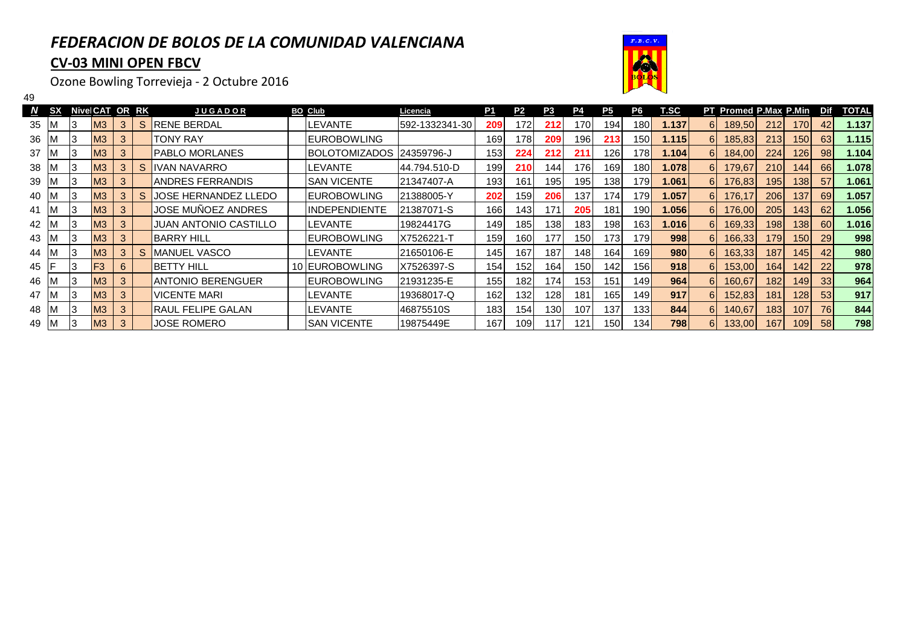# *FEDERACION DE BOLOS DE LA COMUNIDAD VALENCIANA*

## CV-03 MINI OPEN FBCV

Ozone Bowling Torrevieja - 2 Octubre 2016

49

| N | SX | Nivel | CAT | OR | RK | JUGADOR | BO | Club | Licencia | P1 | P2 | P3 | P4 | P5 | P6 | T.SC | PT | Promed | P.Max | P.Min | Dif | TOTAL |
|---|---|---|---|---|---|---|---|---|---|---|---|---|---|---|---|---|---|---|---|---|---|---|
| 35 | M | 3 | M3 | 3 | S | RENE BERDAL | | LEVANTE | 592-1332341-30 | 209 | 172 | 212 | 170 | 194 | 180 | 1.137 | 6 | 189,50 | 212 | 170 | 42 | 1.137 |
| 36 | M | 3 | M3 | 3 | | TONY RAY | | EUROBOWLING | | 169 | 178 | 209 | 196 | 213 | 150 | 1.115 | 6 | 185,83 | 213 | 150 | 63 | 1.115 |
| 37 | M | 3 | M3 | 3 | | PABLO MORLANES | | BOLOTOMIZADOS | 24359796-J | 153 | 224 | 212 | 211 | 126 | 178 | 1.104 | 6 | 184,00 | 224 | 126 | 98 | 1.104 |
| 38 | M | 3 | M3 | 3 | S | IVAN NAVARRO | | LEVANTE | 44.794.510-D | 199 | 210 | 144 | 176 | 169 | 180 | 1.078 | 6 | 179,67 | 210 | 144 | 66 | 1.078 |
| 39 | M | 3 | M3 | 3 | | ANDRES FERRANDIS | | SAN VICENTE | 21347407-A | 193 | 161 | 195 | 195 | 138 | 179 | 1.061 | 6 | 176,83 | 195 | 138 | 57 | 1.061 |
| 40 | M | 3 | M3 | 3 | S | JOSE HERNANDEZ LLEDO | | EUROBOWLING | 21388005-Y | 202 | 159 | 206 | 137 | 174 | 179 | 1.057 | 6 | 176,17 | 206 | 137 | 69 | 1.057 |
| 41 | M | 3 | M3 | 3 | | JOSE MUÑOEZ ANDRES | | INDEPENDIENTE | 21387071-S | 166 | 143 | 171 | 205 | 181 | 190 | 1.056 | 6 | 176,00 | 205 | 143 | 62 | 1.056 |
| 42 | M | 3 | M3 | 3 | | JUAN ANTONIO CASTILLO | | LEVANTE | 19824417G | 149 | 185 | 138 | 183 | 198 | 163 | 1.016 | 6 | 169,33 | 198 | 138 | 60 | 1.016 |
| 43 | M | 3 | M3 | 3 | | BARRY HILL | | EUROBOWLING | X7526221-T | 159 | 160 | 177 | 150 | 173 | 179 | 998 | 6 | 166,33 | 179 | 150 | 29 | 998 |
| 44 | M | 3 | M3 | 3 | S | MANUEL VASCO | | LEVANTE | 21650106-E | 145 | 167 | 187 | 148 | 164 | 169 | 980 | 6 | 163,33 | 187 | 145 | 42 | 980 |
| 45 | F | 3 | F3 | 6 | | BETTY HILL | 10 | EUROBOWLING | X7526397-S | 154 | 152 | 164 | 150 | 142 | 156 | 918 | 6 | 153,00 | 164 | 142 | 22 | 978 |
| 46 | M | 3 | M3 | 3 | | ANTONIO BERENGUER | | EUROBOWLING | 21931235-E | 155 | 182 | 174 | 153 | 151 | 149 | 964 | 6 | 160,67 | 182 | 149 | 33 | 964 |
| 47 | M | 3 | M3 | 3 | | VICENTE MARI | | LEVANTE | 19368017-Q | 162 | 132 | 128 | 181 | 165 | 149 | 917 | 6 | 152,83 | 181 | 128 | 53 | 917 |
| 48 | M | 3 | M3 | 3 | | RAUL FELIPE GALAN | | LEVANTE | 46875510S | 183 | 154 | 130 | 107 | 137 | 133 | 844 | 6 | 140,67 | 183 | 107 | 76 | 844 |
| 49 | M | 3 | M3 | 3 | | JOSE ROMERO | | SAN VICENTE | 19875449E | 167 | 109 | 117 | 121 | 150 | 134 | 798 | 6 | 133,00 | 167 | 109 | 58 | 798 |